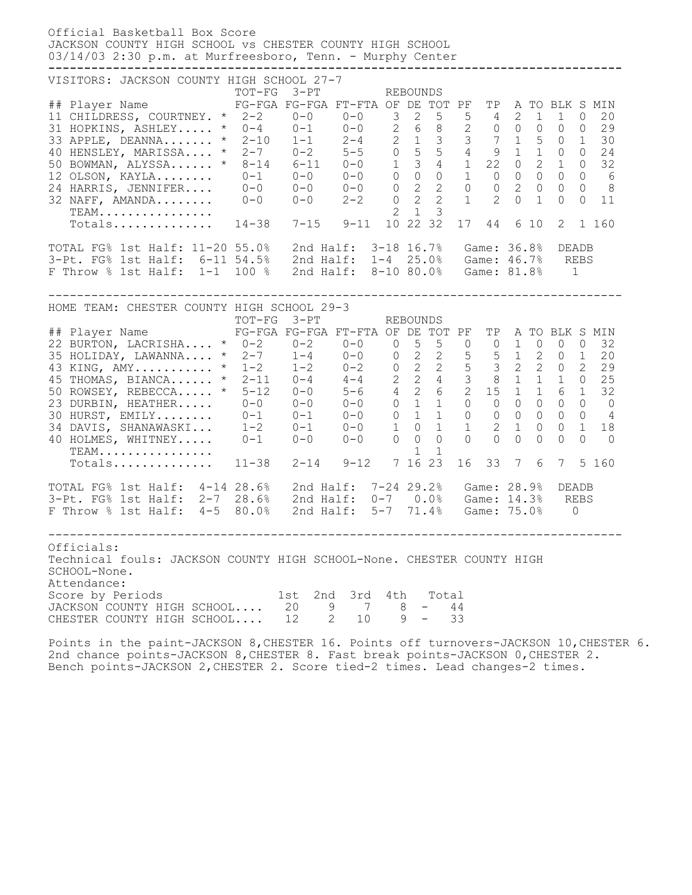Official Basketball Box Score
JACKSON COUNTY HIGH SCHOOL vs CHESTER COUNTY HIGH SCHOOL
03/14/03 2:30 p.m. at Murfreesboro, Tenn. - Murphy Center

---

VISITORS: JACKSON COUNTY HIGH SCHOOL 27-7

| ## | Player Name | TOT-FG FG-FGA | 3-PT FG-FGA | FT-FTA | REBOUNDS OF | DE | TOT | PF | TP | A | TO | BLK | S | MIN |
|---|---|---|---|---|---|---|---|---|---|---|---|---|---|---|
| 11 | CHILDRESS, COURTNEY. * | 2-2 | 0-0 | 0-0 | 3 | 2 | 5 | 5 | 4 | 2 | 1 | 1 | 0 | 20 |
| 31 | HOPKINS, ASHLEY..... * | 0-4 | 0-1 | 0-0 | 2 | 6 | 8 | 2 | 0 | 0 | 0 | 0 | 0 | 29 |
| 33 | APPLE, DEANNA....... * | 2-10 | 1-1 | 2-4 | 2 | 1 | 3 | 3 | 7 | 1 | 5 | 0 | 1 | 30 |
| 40 | HENSLEY, MARISSA.... * | 2-7 | 0-2 | 5-5 | 0 | 5 | 5 | 4 | 9 | 1 | 1 | 0 | 0 | 24 |
| 50 | BOWMAN, ALYSSA...... * | 8-14 | 6-11 | 0-0 | 1 | 3 | 4 | 1 | 22 | 0 | 2 | 1 | 0 | 32 |
| 12 | OLSON, KAYLA........ | 0-1 | 0-0 | 0-0 | 0 | 0 | 0 | 1 | 0 | 0 | 0 | 0 | 0 | 6 |
| 24 | HARRIS, JENNIFER.... | 0-0 | 0-0 | 0-0 | 0 | 2 | 2 | 0 | 0 | 2 | 0 | 0 | 0 | 8 |
| 32 | NAFF, AMANDA........ | 0-0 | 0-0 | 2-2 | 0 | 2 | 2 | 1 | 2 | 0 | 1 | 0 | 0 | 11 |
| | TEAM................ | | | | 2 | 1 | 3 | | | | | | | |
| | Totals.............. | 14-38 | 7-15 | 9-11 | 10 | 22 | 32 | 17 | 44 | 6 | 10 | 2 | 1 | 160 |

TOTAL FG% 1st Half: 11-20 55.0%   2nd Half: 3-18 16.7%   Game: 36.8%   DEADB
3-Pt. FG% 1st Half: 6-11 54.5%   2nd Half: 1-4 25.0%   Game: 46.7%   REBS
F Throw % 1st Half: 1-1 100 %   2nd Half: 8-10 80.0%   Game: 81.8%   1

---

HOME TEAM: CHESTER COUNTY HIGH SCHOOL 29-3

| ## | Player Name | TOT-FG FG-FGA | 3-PT FG-FGA | FT-FTA | REBOUNDS OF | DE | TOT | PF | TP | A | TO | BLK | S | MIN |
|---|---|---|---|---|---|---|---|---|---|---|---|---|---|---|
| 22 | BURTON, LACRISHA.... * | 0-2 | 0-2 | 0-0 | 0 | 5 | 5 | 0 | 0 | 1 | 0 | 0 | 0 | 32 |
| 35 | HOLIDAY, LAWANNA.... * | 2-7 | 1-4 | 0-0 | 0 | 2 | 2 | 5 | 5 | 1 | 2 | 0 | 1 | 20 |
| 43 | KING, AMY........... * | 1-2 | 1-2 | 0-2 | 0 | 2 | 2 | 5 | 3 | 2 | 2 | 0 | 2 | 29 |
| 45 | THOMAS, BIANCA...... * | 2-11 | 0-4 | 4-4 | 2 | 2 | 4 | 3 | 8 | 1 | 1 | 1 | 0 | 25 |
| 50 | ROWSEY, REBECCA..... * | 5-12 | 0-0 | 5-6 | 4 | 2 | 6 | 2 | 15 | 1 | 1 | 6 | 1 | 32 |
| 23 | DURBIN, HEATHER..... | 0-0 | 0-0 | 0-0 | 0 | 1 | 1 | 0 | 0 | 0 | 0 | 0 | 0 | 0 |
| 30 | HURST, EMILY........ | 0-1 | 0-1 | 0-0 | 0 | 1 | 1 | 0 | 0 | 0 | 0 | 0 | 0 | 4 |
| 34 | DAVIS, SHANAWASKI... | 1-2 | 0-1 | 0-0 | 1 | 0 | 1 | 1 | 2 | 1 | 0 | 0 | 1 | 18 |
| 40 | HOLMES, WHITNEY..... | 0-1 | 0-0 | 0-0 | 0 | 0 | 0 | 0 | 0 | 0 | 0 | 0 | 0 | 0 |
| | TEAM................ | | | | | 1 | 1 | | | | | | | |
| | Totals.............. | 11-38 | 2-14 | 9-12 | 7 | 16 | 23 | 16 | 33 | 7 | 6 | 7 | 5 | 160 |

TOTAL FG% 1st Half: 4-14 28.6%   2nd Half: 7-24 29.2%   Game: 28.9%   DEADB
3-Pt. FG% 1st Half: 2-7 28.6%   2nd Half: 0-7 0.0%   Game: 14.3%   REBS
F Throw % 1st Half: 4-5 80.0%   2nd Half: 5-7 71.4%   Game: 75.0%   0

---

Officials:
Technical fouls: JACKSON COUNTY HIGH SCHOOL-None. CHESTER COUNTY HIGH SCHOOL-None.
Attendance:

| Score by Periods | 1st | 2nd | 3rd | 4th | Total |
|---|---|---|---|---|---|
| JACKSON COUNTY HIGH SCHOOL.... | 20 | 9 | 7 | 8 | 44 |
| CHESTER COUNTY HIGH SCHOOL.... | 12 | 2 | 10 | 9 | 33 |

Points in the paint-JACKSON 8,CHESTER 16. Points off turnovers-JACKSON 10,CHESTER 6. 2nd chance points-JACKSON 8,CHESTER 8. Fast break points-JACKSON 0,CHESTER 2. Bench points-JACKSON 2,CHESTER 2. Score tied-2 times. Lead changes-2 times.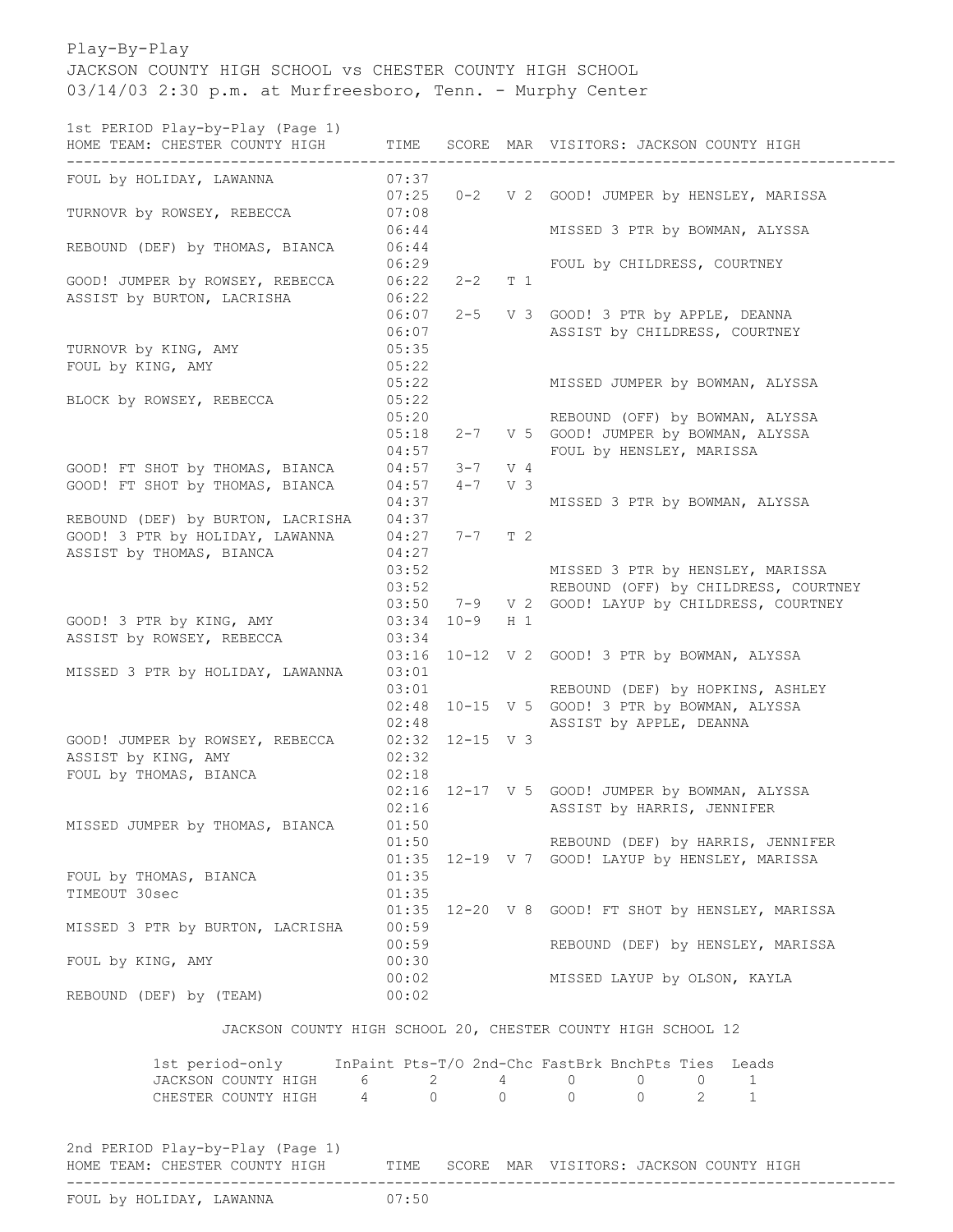Play-By-Play
JACKSON COUNTY HIGH SCHOOL vs CHESTER COUNTY HIGH SCHOOL
03/14/03 2:30 p.m. at Murfreesboro, Tenn. - Murphy Center

1st PERIOD Play-by-Play (Page 1)

| HOME TEAM: CHESTER COUNTY HIGH | TIME | SCORE | MAR | VISITORS: JACKSON COUNTY HIGH |
|---|---|---|---|---|
| FOUL by HOLIDAY, LAWANNA | 07:37 | | | |
| | 07:25 | 0-2 | V 2 | GOOD! JUMPER by HENSLEY, MARISSA |
| TURNOVR by ROWSEY, REBECCA | 07:08 | | | |
| | 06:44 | | | MISSED 3 PTR by BOWMAN, ALYSSA |
| REBOUND (DEF) by THOMAS, BIANCA | 06:44 | | | |
| | 06:29 | | | FOUL by CHILDRESS, COURTNEY |
| GOOD! JUMPER by ROWSEY, REBECCA | 06:22 | 2-2 | T 1 | |
| ASSIST by BURTON, LACRISHA | 06:22 | | | |
| | 06:07 | 2-5 | V 3 | GOOD! 3 PTR by APPLE, DEANNA |
| | 06:07 | | | ASSIST by CHILDRESS, COURTNEY |
| TURNOVR by KING, AMY | 05:35 | | | |
| FOUL by KING, AMY | 05:22 | | | |
| | 05:22 | | | MISSED JUMPER by BOWMAN, ALYSSA |
| BLOCK by ROWSEY, REBECCA | 05:22 | | | |
| | 05:20 | | | REBOUND (OFF) by BOWMAN, ALYSSA |
| | 05:18 | 2-7 | V 5 | GOOD! JUMPER by BOWMAN, ALYSSA |
| | 04:57 | | | FOUL by HENSLEY, MARISSA |
| GOOD! FT SHOT by THOMAS, BIANCA | 04:57 | 3-7 | V 4 | |
| GOOD! FT SHOT by THOMAS, BIANCA | 04:57 | 4-7 | V 3 | |
| | 04:37 | | | MISSED 3 PTR by BOWMAN, ALYSSA |
| REBOUND (DEF) by BURTON, LACRISHA | 04:37 | | | |
| GOOD! 3 PTR by HOLIDAY, LAWANNA | 04:27 | 7-7 | T 2 | |
| ASSIST by THOMAS, BIANCA | 04:27 | | | |
| | 03:52 | | | MISSED 3 PTR by HENSLEY, MARISSA |
| | 03:52 | | | REBOUND (OFF) by CHILDRESS, COURTNEY |
| | 03:50 | 7-9 | V 2 | GOOD! LAYUP by CHILDRESS, COURTNEY |
| GOOD! 3 PTR by KING, AMY | 03:34 | 10-9 | H 1 | |
| ASSIST by ROWSEY, REBECCA | 03:34 | | | |
| | 03:16 | 10-12 | V 2 | GOOD! 3 PTR by BOWMAN, ALYSSA |
| MISSED 3 PTR by HOLIDAY, LAWANNA | 03:01 | | | |
| | 03:01 | | | REBOUND (DEF) by HOPKINS, ASHLEY |
| | 02:48 | 10-15 | V 5 | GOOD! 3 PTR by BOWMAN, ALYSSA |
| | 02:48 | | | ASSIST by APPLE, DEANNA |
| GOOD! JUMPER by ROWSEY, REBECCA | 02:32 | 12-15 | V 3 | |
| ASSIST by KING, AMY | 02:32 | | | |
| FOUL by THOMAS, BIANCA | 02:18 | | | |
| | 02:16 | 12-17 | V 5 | GOOD! JUMPER by BOWMAN, ALYSSA |
| | 02:16 | | | ASSIST by HARRIS, JENNIFER |
| MISSED JUMPER by THOMAS, BIANCA | 01:50 | | | |
| | 01:50 | | | REBOUND (DEF) by HARRIS, JENNIFER |
| | 01:35 | 12-19 | V 7 | GOOD! LAYUP by HENSLEY, MARISSA |
| FOUL by THOMAS, BIANCA | 01:35 | | | |
| TIMEOUT 30sec | 01:35 | | | |
| | 01:35 | 12-20 | V 8 | GOOD! FT SHOT by HENSLEY, MARISSA |
| MISSED 3 PTR by BURTON, LACRISHA | 00:59 | | | |
| | 00:59 | | | REBOUND (DEF) by HENSLEY, MARISSA |
| FOUL by KING, AMY | 00:30 | | | |
| | 00:02 | | | MISSED LAYUP by OLSON, KAYLA |
| REBOUND (DEF) by (TEAM) | 00:02 | | | |

JACKSON COUNTY HIGH SCHOOL 20, CHESTER COUNTY HIGH SCHOOL 12

| 1st period-only | InPaint | Pts-T/O | 2nd-Chc | FastBrk | BnchPts | Ties | Leads |
|---|---|---|---|---|---|---|---|
| JACKSON COUNTY HIGH | 6 | 2 | 4 | 0 | 0 | 0 | 1 |
| CHESTER COUNTY HIGH | 4 | 0 | 0 | 0 | 0 | 2 | 1 |

2nd PERIOD Play-by-Play (Page 1)

| HOME TEAM: CHESTER COUNTY HIGH | TIME | SCORE | MAR | VISITORS: JACKSON COUNTY HIGH |
|---|---|---|---|---|
| FOUL by HOLIDAY, LAWANNA | 07:50 | | | |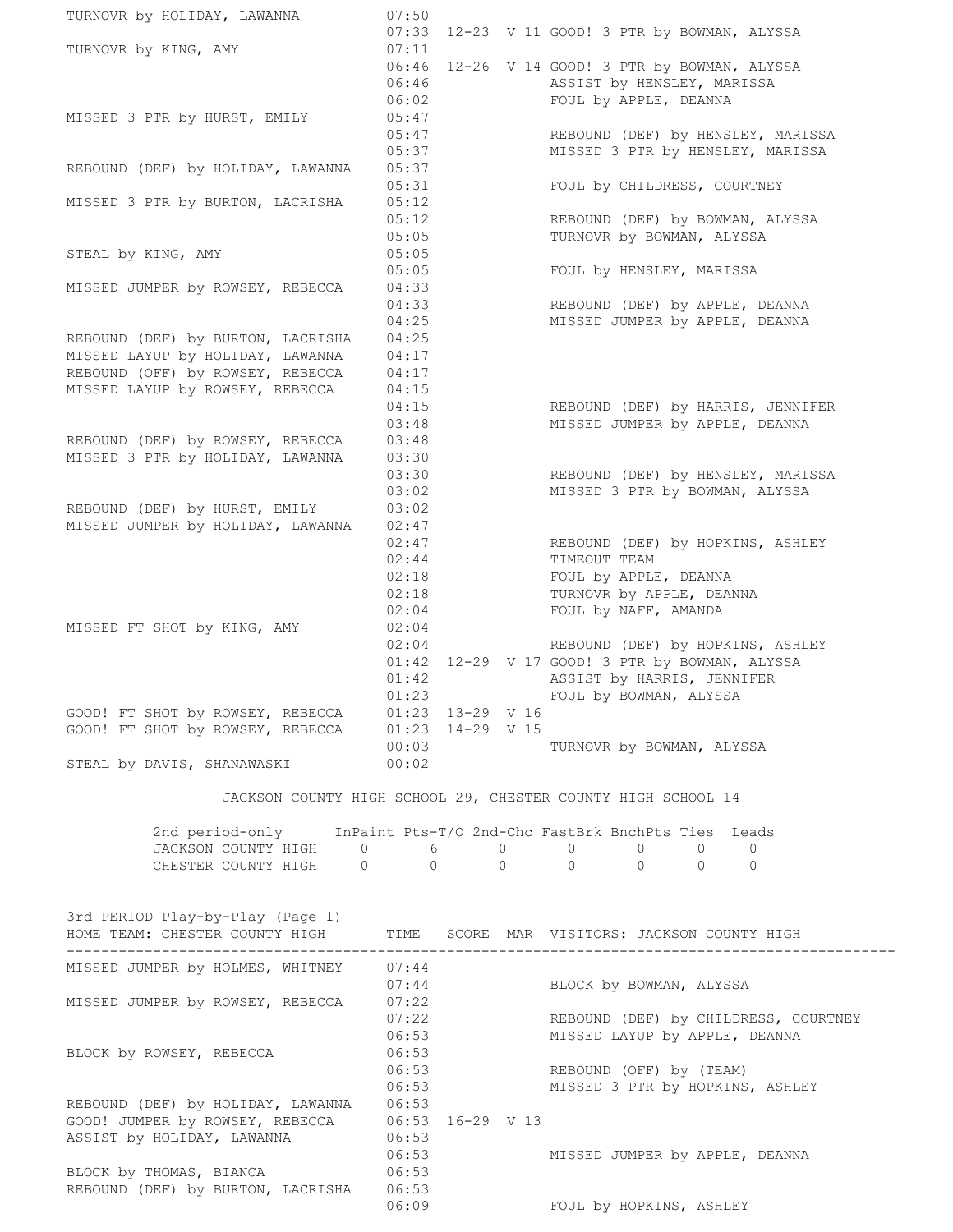| HOME TEAM: CHESTER COUNTY HIGH | TIME | SCORE | MAR | VISITORS: JACKSON COUNTY HIGH |
|---|---|---|---|---|
| TURNOVR by HOLIDAY, LAWANNA | 07:50 | | | |
| | 07:33 | 12-23 | V 11 | GOOD! 3 PTR by BOWMAN, ALYSSA |
| TURNOVR by KING, AMY | 07:11 | | | |
| | 06:46 | 12-26 | V 14 | GOOD! 3 PTR by BOWMAN, ALYSSA |
| | 06:46 | | | ASSIST by HENSLEY, MARISSA |
| | 06:02 | | | FOUL by APPLE, DEANNA |
| MISSED 3 PTR by HURST, EMILY | 05:47 | | | |
| | 05:47 | | | REBOUND (DEF) by HENSLEY, MARISSA |
| | 05:37 | | | MISSED 3 PTR by HENSLEY, MARISSA |
| REBOUND (DEF) by HOLIDAY, LAWANNA | 05:37 | | | |
| | 05:31 | | | FOUL by CHILDRESS, COURTNEY |
| MISSED 3 PTR by BURTON, LACRISHA | 05:12 | | | |
| | 05:12 | | | REBOUND (DEF) by BOWMAN, ALYSSA |
| | 05:05 | | | TURNOVR by BOWMAN, ALYSSA |
| STEAL by KING, AMY | 05:05 | | | |
| | 05:05 | | | FOUL by HENSLEY, MARISSA |
| MISSED JUMPER by ROWSEY, REBECCA | 04:33 | | | |
| | 04:33 | | | REBOUND (DEF) by APPLE, DEANNA |
| | 04:25 | | | MISSED JUMPER by APPLE, DEANNA |
| REBOUND (DEF) by BURTON, LACRISHA | 04:25 | | | |
| MISSED LAYUP by HOLIDAY, LAWANNA | 04:17 | | | |
| REBOUND (OFF) by ROWSEY, REBECCA | 04:17 | | | |
| MISSED LAYUP by ROWSEY, REBECCA | 04:15 | | | |
| | 04:15 | | | REBOUND (DEF) by HARRIS, JENNIFER |
| | 03:48 | | | MISSED JUMPER by APPLE, DEANNA |
| REBOUND (DEF) by ROWSEY, REBECCA | 03:48 | | | |
| MISSED 3 PTR by HOLIDAY, LAWANNA | 03:30 | | | |
| | 03:30 | | | REBOUND (DEF) by HENSLEY, MARISSA |
| | 03:02 | | | MISSED 3 PTR by BOWMAN, ALYSSA |
| REBOUND (DEF) by HURST, EMILY | 03:02 | | | |
| MISSED JUMPER by HOLIDAY, LAWANNA | 02:47 | | | |
| | 02:47 | | | REBOUND (DEF) by HOPKINS, ASHLEY |
| | 02:44 | | | TIMEOUT TEAM |
| | 02:18 | | | FOUL by APPLE, DEANNA |
| | 02:18 | | | TURNOVR by APPLE, DEANNA |
| | 02:04 | | | FOUL by NAFF, AMANDA |
| MISSED FT SHOT by KING, AMY | 02:04 | | | |
| | 02:04 | | | REBOUND (DEF) by HOPKINS, ASHLEY |
| | 01:42 | 12-29 | V 17 | GOOD! 3 PTR by BOWMAN, ALYSSA |
| | 01:42 | | | ASSIST by HARRIS, JENNIFER |
| | 01:23 | | | FOUL by BOWMAN, ALYSSA |
| GOOD! FT SHOT by ROWSEY, REBECCA | 01:23 | 13-29 | V 16 | |
| GOOD! FT SHOT by ROWSEY, REBECCA | 01:23 | 14-29 | V 15 | |
| | 00:03 | | | TURNOVR by BOWMAN, ALYSSA |
| STEAL by DAVIS, SHANAWASKI | 00:02 | | | |

JACKSON COUNTY HIGH SCHOOL 29, CHESTER COUNTY HIGH SCHOOL 14

| 2nd period-only | InPaint | Pts-T/O | 2nd-Chc | FastBrk | BnchPts | Ties | Leads |
|---|---|---|---|---|---|---|---|
| JACKSON COUNTY HIGH | 0 | 6 | 0 | 0 | 0 | 0 | 0 |
| CHESTER COUNTY HIGH | 0 | 0 | 0 | 0 | 0 | 0 | 0 |

## 3rd PERIOD Play-by-Play (Page 1)

| HOME TEAM: CHESTER COUNTY HIGH | TIME | SCORE | MAR | VISITORS: JACKSON COUNTY HIGH |
|---|---|---|---|---|
| MISSED JUMPER by HOLMES, WHITNEY | 07:44 | | | |
| | 07:44 | | | BLOCK by BOWMAN, ALYSSA |
| MISSED JUMPER by ROWSEY, REBECCA | 07:22 | | | |
| | 07:22 | | | REBOUND (DEF) by CHILDRESS, COURTNEY |
| | 06:53 | | | MISSED LAYUP by APPLE, DEANNA |
| BLOCK by ROWSEY, REBECCA | 06:53 | | | |
| | 06:53 | | | REBOUND (OFF) by (TEAM) |
| | 06:53 | | | MISSED 3 PTR by HOPKINS, ASHLEY |
| REBOUND (DEF) by HOLIDAY, LAWANNA | 06:53 | | | |
| GOOD! JUMPER by ROWSEY, REBECCA | 06:53 | 16-29 | V 13 | |
| ASSIST by HOLIDAY, LAWANNA | 06:53 | | | |
| | 06:53 | | | MISSED JUMPER by APPLE, DEANNA |
| BLOCK by THOMAS, BIANCA | 06:53 | | | |
| REBOUND (DEF) by BURTON, LACRISHA | 06:53 | | | |
| | 06:09 | | | FOUL by HOPKINS, ASHLEY |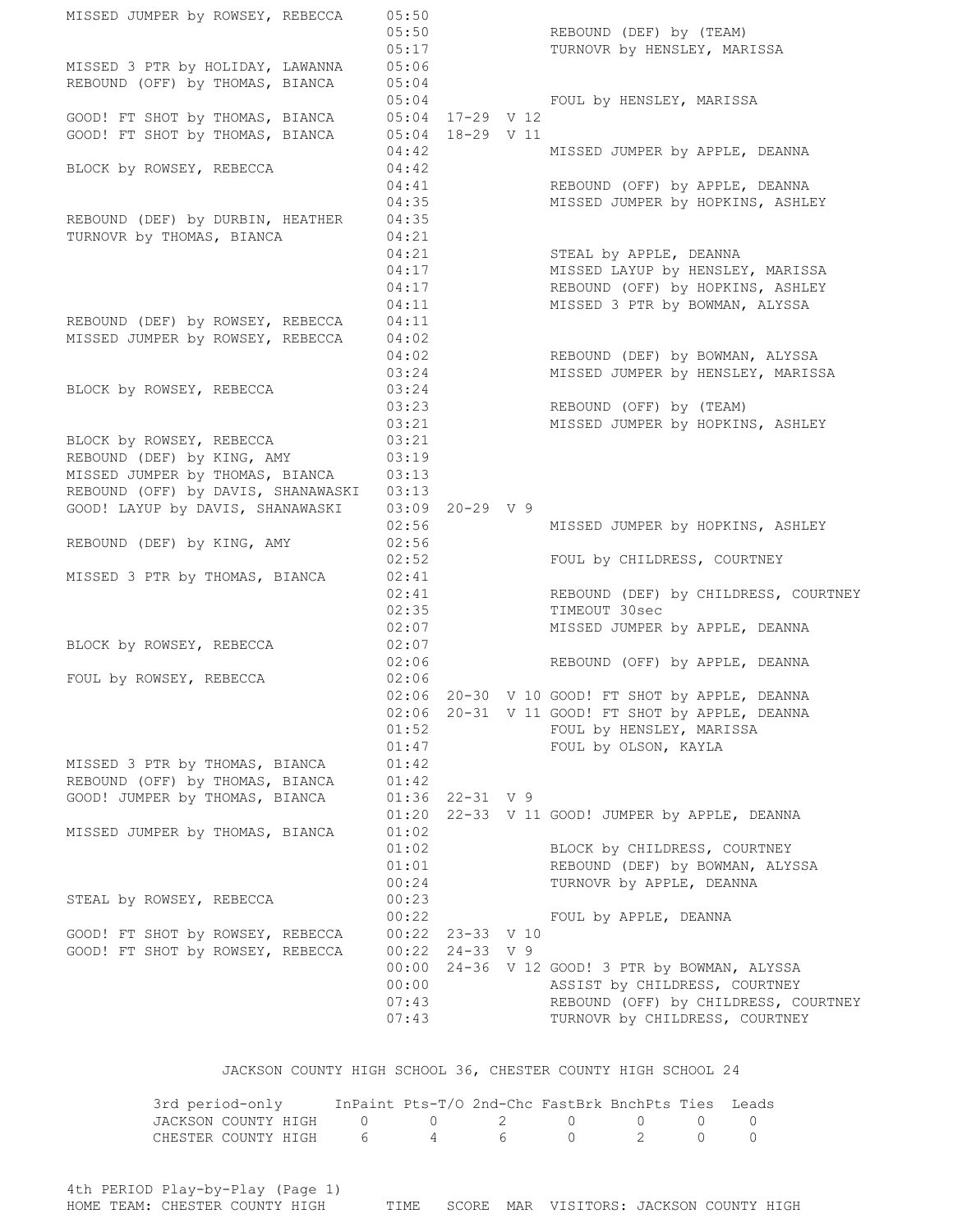| HOME | TIME | SCORE | MAR | VISITORS |
|---|---|---|---|---|
| MISSED JUMPER by ROWSEY, REBECCA | 05:50 | | | |
| | 05:50 | | | REBOUND (DEF) by (TEAM) |
| | 05:17 | | | TURNOVR by HENSLEY, MARISSA |
| MISSED 3 PTR by HOLIDAY, LAWANNA | 05:06 | | | |
| REBOUND (OFF) by THOMAS, BIANCA | 05:04 | | | |
| | 05:04 | | | FOUL by HENSLEY, MARISSA |
| GOOD! FT SHOT by THOMAS, BIANCA | 05:04 | 17-29 | V 12 | |
| GOOD! FT SHOT by THOMAS, BIANCA | 05:04 | 18-29 | V 11 | |
| | 04:42 | | | MISSED JUMPER by APPLE, DEANNA |
| BLOCK by ROWSEY, REBECCA | 04:42 | | | |
| | 04:41 | | | REBOUND (OFF) by APPLE, DEANNA |
| | 04:35 | | | MISSED JUMPER by HOPKINS, ASHLEY |
| REBOUND (DEF) by DURBIN, HEATHER | 04:35 | | | |
| TURNOVR by THOMAS, BIANCA | 04:21 | | | |
| | 04:21 | | | STEAL by APPLE, DEANNA |
| | 04:17 | | | MISSED LAYUP by HENSLEY, MARISSA |
| | 04:17 | | | REBOUND (OFF) by HOPKINS, ASHLEY |
| | 04:11 | | | MISSED 3 PTR by BOWMAN, ALYSSA |
| REBOUND (DEF) by ROWSEY, REBECCA | 04:11 | | | |
| MISSED JUMPER by ROWSEY, REBECCA | 04:02 | | | |
| | 04:02 | | | REBOUND (DEF) by BOWMAN, ALYSSA |
| | 03:24 | | | MISSED JUMPER by HENSLEY, MARISSA |
| BLOCK by ROWSEY, REBECCA | 03:24 | | | |
| | 03:23 | | | REBOUND (OFF) by (TEAM) |
| | 03:21 | | | MISSED JUMPER by HOPKINS, ASHLEY |
| BLOCK by ROWSEY, REBECCA | 03:21 | | | |
| REBOUND (DEF) by KING, AMY | 03:19 | | | |
| MISSED JUMPER by THOMAS, BIANCA | 03:13 | | | |
| REBOUND (OFF) by DAVIS, SHANAWASKI | 03:13 | | | |
| GOOD! LAYUP by DAVIS, SHANAWASKI | 03:09 | 20-29 | V 9 | |
| | 02:56 | | | MISSED JUMPER by HOPKINS, ASHLEY |
| REBOUND (DEF) by KING, AMY | 02:56 | | | |
| | 02:52 | | | FOUL by CHILDRESS, COURTNEY |
| MISSED 3 PTR by THOMAS, BIANCA | 02:41 | | | |
| | 02:41 | | | REBOUND (DEF) by CHILDRESS, COURTNEY |
| | 02:35 | | | TIMEOUT 30sec |
| | 02:07 | | | MISSED JUMPER by APPLE, DEANNA |
| BLOCK by ROWSEY, REBECCA | 02:07 | | | |
| | 02:06 | | | REBOUND (OFF) by APPLE, DEANNA |
| FOUL by ROWSEY, REBECCA | 02:06 | | | |
| | 02:06 | 20-30 | V 10 | GOOD! FT SHOT by APPLE, DEANNA |
| | 02:06 | 20-31 | V 11 | GOOD! FT SHOT by APPLE, DEANNA |
| | 01:52 | | | FOUL by HENSLEY, MARISSA |
| | 01:47 | | | FOUL by OLSON, KAYLA |
| MISSED 3 PTR by THOMAS, BIANCA | 01:42 | | | |
| REBOUND (OFF) by THOMAS, BIANCA | 01:42 | | | |
| GOOD! JUMPER by THOMAS, BIANCA | 01:36 | 22-31 | V 9 | |
| | 01:20 | 22-33 | V 11 | GOOD! JUMPER by APPLE, DEANNA |
| MISSED JUMPER by THOMAS, BIANCA | 01:02 | | | |
| | 01:02 | | | BLOCK by CHILDRESS, COURTNEY |
| | 01:01 | | | REBOUND (DEF) by BOWMAN, ALYSSA |
| | 00:24 | | | TURNOVR by APPLE, DEANNA |
| STEAL by ROWSEY, REBECCA | 00:23 | | | |
| | 00:22 | | | FOUL by APPLE, DEANNA |
| GOOD! FT SHOT by ROWSEY, REBECCA | 00:22 | 23-33 | V 10 | |
| GOOD! FT SHOT by ROWSEY, REBECCA | 00:22 | 24-33 | V 9 | |
| | 00:00 | 24-36 | V 12 | GOOD! 3 PTR by BOWMAN, ALYSSA |
| | 00:00 | | | ASSIST by CHILDRESS, COURTNEY |
| | 07:43 | | | REBOUND (OFF) by CHILDRESS, COURTNEY |
| | 07:43 | | | TURNOVR by CHILDRESS, COURTNEY |

JACKSON COUNTY HIGH SCHOOL 36, CHESTER COUNTY HIGH SCHOOL 24

| 3rd period-only | InPaint | Pts-T/O | 2nd-Chc | FastBrk | BnchPts | Ties | Leads |
|---|---|---|---|---|---|---|---|
| JACKSON COUNTY HIGH | 0 | 0 | 2 | 0 | 0 | 0 | 0 |
| CHESTER COUNTY HIGH | 6 | 4 | 6 | 0 | 2 | 0 | 0 |

4th PERIOD Play-by-Play (Page 1)

| HOME TEAM: CHESTER COUNTY HIGH | TIME | SCORE | MAR | VISITORS: JACKSON COUNTY HIGH |
|---|---|---|---|---|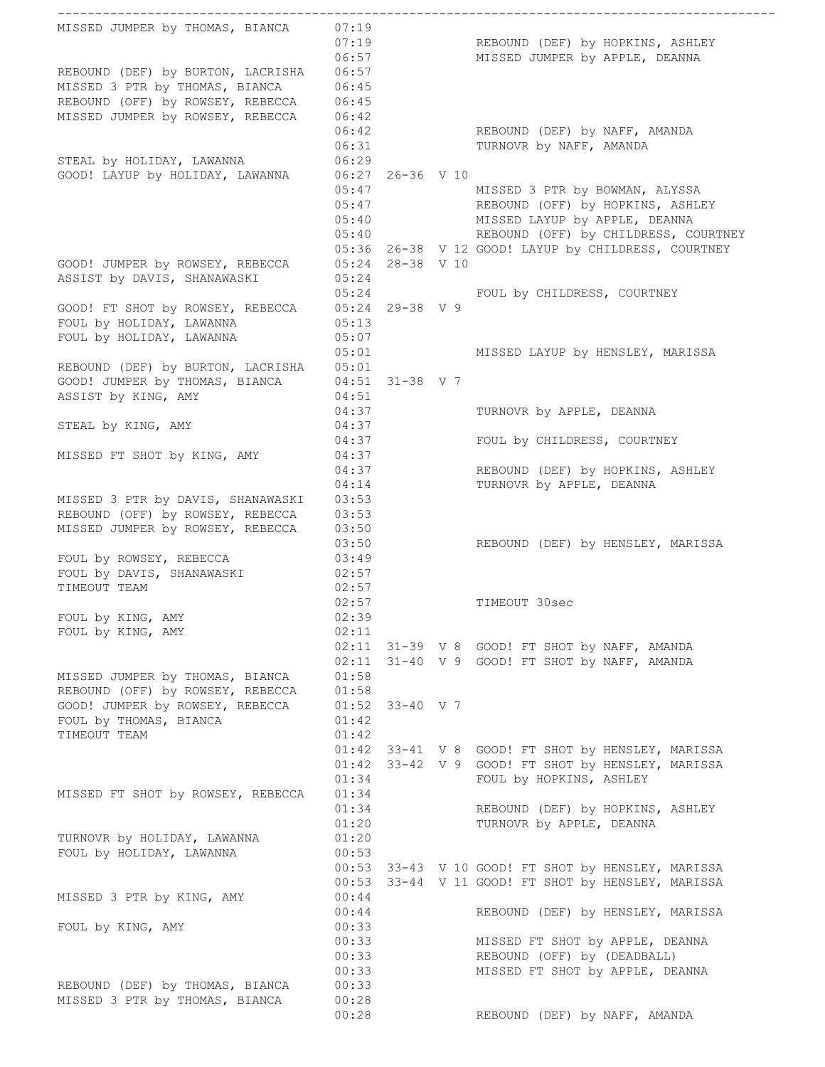| HOME | TIME | SCORE | MARGIN | VISITOR |
|---|---|---|---|---|
| MISSED JUMPER by THOMAS, BIANCA | 07:19 | | | |
| | 07:19 | | | REBOUND (DEF) by HOPKINS, ASHLEY |
| | 06:57 | | | MISSED JUMPER by APPLE, DEANNA |
| REBOUND (DEF) by BURTON, LACRISHA | 06:57 | | | |
| MISSED 3 PTR by THOMAS, BIANCA | 06:45 | | | |
| REBOUND (OFF) by ROWSEY, REBECCA | 06:45 | | | |
| MISSED JUMPER by ROWSEY, REBECCA | 06:42 | | | |
| | 06:42 | | | REBOUND (DEF) by NAFF, AMANDA |
| | 06:31 | | | TURNOVR by NAFF, AMANDA |
| STEAL by HOLIDAY, LAWANNA | 06:29 | | | |
| GOOD! LAYUP by HOLIDAY, LAWANNA | 06:27 | 26-36 | V 10 | |
| | 05:47 | | | MISSED 3 PTR by BOWMAN, ALYSSA |
| | 05:47 | | | REBOUND (OFF) by HOPKINS, ASHLEY |
| | 05:40 | | | MISSED LAYUP by APPLE, DEANNA |
| | 05:40 | | | REBOUND (OFF) by CHILDRESS, COURTNEY |
| | 05:36 | 26-38 | V 12 | GOOD! LAYUP by CHILDRESS, COURTNEY |
| GOOD! JUMPER by ROWSEY, REBECCA | 05:24 | 28-38 | V 10 | |
| ASSIST by DAVIS, SHANAWASKI | 05:24 | | | |
| | 05:24 | | | FOUL by CHILDRESS, COURTNEY |
| GOOD! FT SHOT by ROWSEY, REBECCA | 05:24 | 29-38 | V 9 | |
| FOUL by HOLIDAY, LAWANNA | 05:13 | | | |
| FOUL by HOLIDAY, LAWANNA | 05:07 | | | |
| | 05:01 | | | MISSED LAYUP by HENSLEY, MARISSA |
| REBOUND (DEF) by BURTON, LACRISHA | 05:01 | | | |
| GOOD! JUMPER by THOMAS, BIANCA | 04:51 | 31-38 | V 7 | |
| ASSIST by KING, AMY | 04:51 | | | |
| | 04:37 | | | TURNOVR by APPLE, DEANNA |
| STEAL by KING, AMY | 04:37 | | | |
| | 04:37 | | | FOUL by CHILDRESS, COURTNEY |
| MISSED FT SHOT by KING, AMY | 04:37 | | | |
| | 04:37 | | | REBOUND (DEF) by HOPKINS, ASHLEY |
| | 04:14 | | | TURNOVR by APPLE, DEANNA |
| MISSED 3 PTR by DAVIS, SHANAWASKI | 03:53 | | | |
| REBOUND (OFF) by ROWSEY, REBECCA | 03:53 | | | |
| MISSED JUMPER by ROWSEY, REBECCA | 03:50 | | | |
| | 03:50 | | | REBOUND (DEF) by HENSLEY, MARISSA |
| FOUL by ROWSEY, REBECCA | 03:49 | | | |
| FOUL by DAVIS, SHANAWASKI | 02:57 | | | |
| TIMEOUT TEAM | 02:57 | | | |
| | 02:57 | | | TIMEOUT 30sec |
| FOUL by KING, AMY | 02:39 | | | |
| FOUL by KING, AMY | 02:11 | | | |
| | 02:11 | 31-39 | V 8 | GOOD! FT SHOT by NAFF, AMANDA |
| | 02:11 | 31-40 | V 9 | GOOD! FT SHOT by NAFF, AMANDA |
| MISSED JUMPER by THOMAS, BIANCA | 01:58 | | | |
| REBOUND (OFF) by ROWSEY, REBECCA | 01:58 | | | |
| GOOD! JUMPER by ROWSEY, REBECCA | 01:52 | 33-40 | V 7 | |
| FOUL by THOMAS, BIANCA | 01:42 | | | |
| TIMEOUT TEAM | 01:42 | | | |
| | 01:42 | 33-41 | V 8 | GOOD! FT SHOT by HENSLEY, MARISSA |
| | 01:42 | 33-42 | V 9 | GOOD! FT SHOT by HENSLEY, MARISSA |
| | 01:34 | | | FOUL by HOPKINS, ASHLEY |
| MISSED FT SHOT by ROWSEY, REBECCA | 01:34 | | | |
| | 01:34 | | | REBOUND (DEF) by HOPKINS, ASHLEY |
| | 01:20 | | | TURNOVR by APPLE, DEANNA |
| TURNOVR by HOLIDAY, LAWANNA | 01:20 | | | |
| FOUL by HOLIDAY, LAWANNA | 00:53 | | | |
| | 00:53 | 33-43 | V 10 | GOOD! FT SHOT by HENSLEY, MARISSA |
| | 00:53 | 33-44 | V 11 | GOOD! FT SHOT by HENSLEY, MARISSA |
| MISSED 3 PTR by KING, AMY | 00:44 | | | |
| | 00:44 | | | REBOUND (DEF) by HENSLEY, MARISSA |
| FOUL by KING, AMY | 00:33 | | | |
| | 00:33 | | | MISSED FT SHOT by APPLE, DEANNA |
| | 00:33 | | | REBOUND (OFF) by (DEADBALL) |
| | 00:33 | | | MISSED FT SHOT by APPLE, DEANNA |
| REBOUND (DEF) by THOMAS, BIANCA | 00:33 | | | |
| MISSED 3 PTR by THOMAS, BIANCA | 00:28 | | | |
| | 00:28 | | | REBOUND (DEF) by NAFF, AMANDA |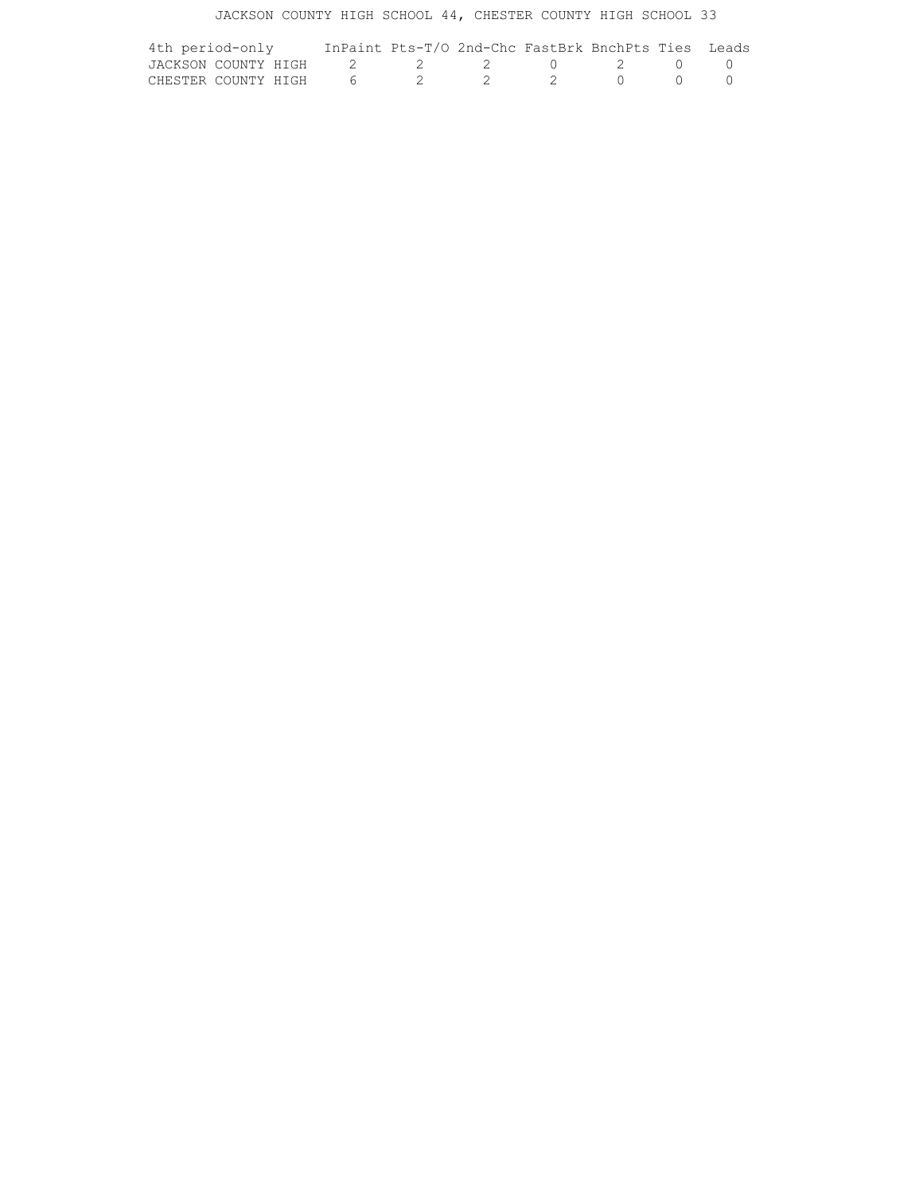JACKSON COUNTY HIGH SCHOOL 44, CHESTER COUNTY HIGH SCHOOL 33

| 4th period-only | InPaint | Pts-T/O | 2nd-Chc | FastBrk | BnchPts | Ties | Leads |
|---|---|---|---|---|---|---|---|
| JACKSON COUNTY HIGH | 2 | 2 | 2 | 0 | 2 | 0 | 0 |
| CHESTER COUNTY HIGH | 6 | 2 | 2 | 2 | 0 | 0 | 0 |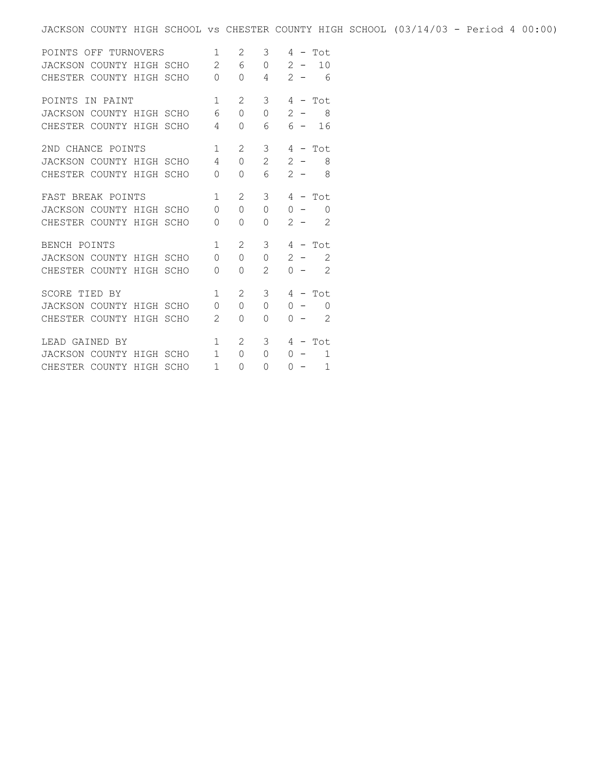JACKSON COUNTY HIGH SCHOOL vs CHESTER COUNTY HIGH SCHOOL (03/14/03 - Period 4 00:00)

| POINTS OFF TURNOVERS | 1 | 2 | 3 | 4 | Tot |
|---|---|---|---|---|---|
| JACKSON COUNTY HIGH SCHO | 2 | 6 | 0 | 2 | 10 |
| CHESTER COUNTY HIGH SCHO | 0 | 0 | 4 | 2 | 6 |

| POINTS IN PAINT | 1 | 2 | 3 | 4 | Tot |
|---|---|---|---|---|---|
| JACKSON COUNTY HIGH SCHO | 6 | 0 | 0 | 2 | 8 |
| CHESTER COUNTY HIGH SCHO | 4 | 0 | 6 | 6 | 16 |

| 2ND CHANCE POINTS | 1 | 2 | 3 | 4 | Tot |
|---|---|---|---|---|---|
| JACKSON COUNTY HIGH SCHO | 4 | 0 | 2 | 2 | 8 |
| CHESTER COUNTY HIGH SCHO | 0 | 0 | 6 | 2 | 8 |

| FAST BREAK POINTS | 1 | 2 | 3 | 4 | Tot |
|---|---|---|---|---|---|
| JACKSON COUNTY HIGH SCHO | 0 | 0 | 0 | 0 | 0 |
| CHESTER COUNTY HIGH SCHO | 0 | 0 | 0 | 2 | 2 |

| BENCH POINTS | 1 | 2 | 3 | 4 | Tot |
|---|---|---|---|---|---|
| JACKSON COUNTY HIGH SCHO | 0 | 0 | 0 | 2 | 2 |
| CHESTER COUNTY HIGH SCHO | 0 | 0 | 2 | 0 | 2 |

| SCORE TIED BY | 1 | 2 | 3 | 4 | Tot |
|---|---|---|---|---|---|
| JACKSON COUNTY HIGH SCHO | 0 | 0 | 0 | 0 | 0 |
| CHESTER COUNTY HIGH SCHO | 2 | 0 | 0 | 0 | 2 |

| LEAD GAINED BY | 1 | 2 | 3 | 4 | Tot |
|---|---|---|---|---|---|
| JACKSON COUNTY HIGH SCHO | 1 | 0 | 0 | 0 | 1 |
| CHESTER COUNTY HIGH SCHO | 1 | 0 | 0 | 0 | 1 |